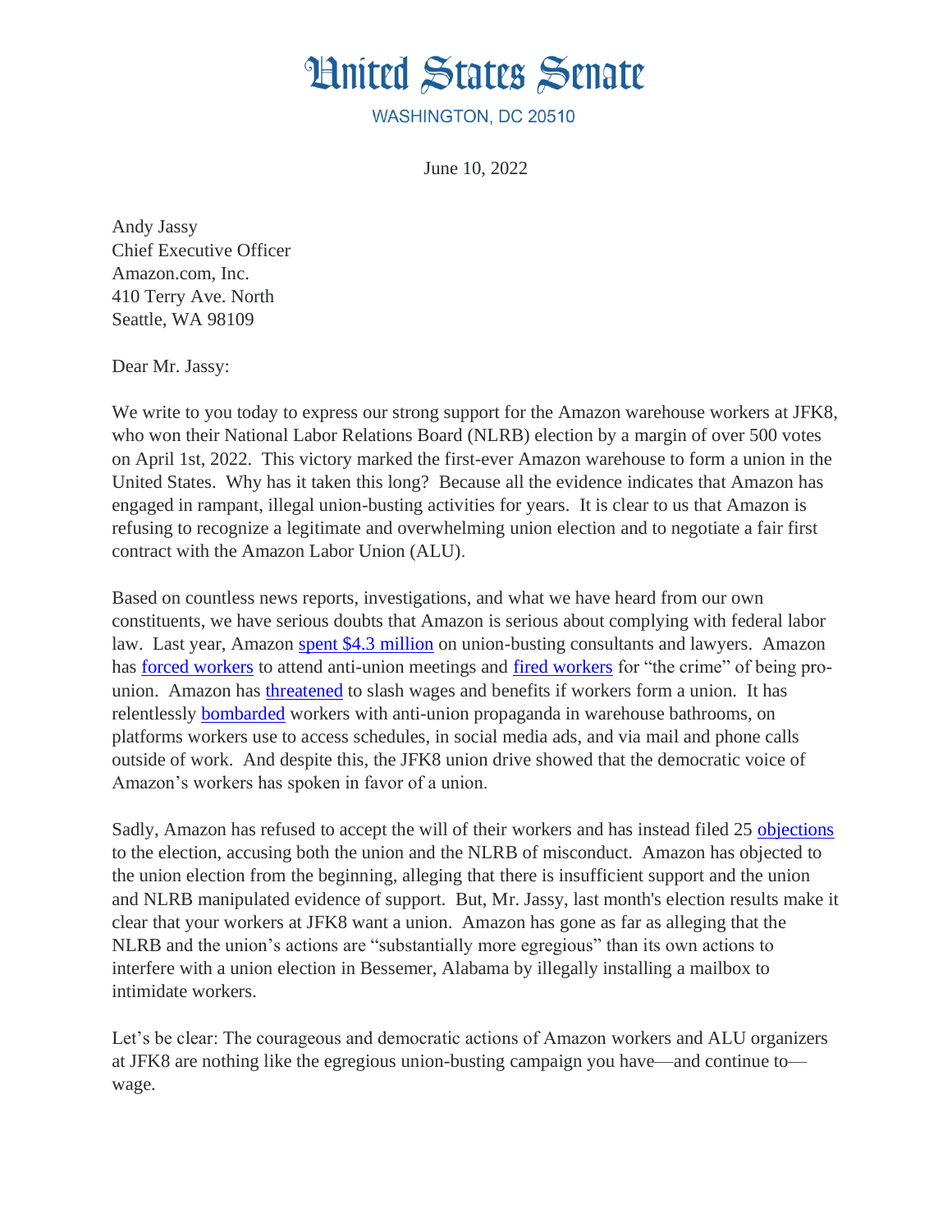# United States Senate

WASHINGTON, DC 20510

June 10, 2022

Andy Jassy
Chief Executive Officer
Amazon.com, Inc.
410 Terry Ave. North
Seattle, WA 98109

Dear Mr. Jassy:

We write to you today to express our strong support for the Amazon warehouse workers at JFK8, who won their National Labor Relations Board (NLRB) election by a margin of over 500 votes on April 1st, 2022. This victory marked the first-ever Amazon warehouse to form a union in the United States. Why has it taken this long? Because all the evidence indicates that Amazon has engaged in rampant, illegal union-busting activities for years. It is clear to us that Amazon is refusing to recognize a legitimate and overwhelming union election and to negotiate a fair first contract with the Amazon Labor Union (ALU).

Based on countless news reports, investigations, and what we have heard from our own constituents, we have serious doubts that Amazon is serious about complying with federal labor law. Last year, Amazon spent $4.3 million on union-busting consultants and lawyers. Amazon has forced workers to attend anti-union meetings and fired workers for "the crime" of being pro-union. Amazon has threatened to slash wages and benefits if workers form a union. It has relentlessly bombarded workers with anti-union propaganda in warehouse bathrooms, on platforms workers use to access schedules, in social media ads, and via mail and phone calls outside of work. And despite this, the JFK8 union drive showed that the democratic voice of Amazon's workers has spoken in favor of a union.

Sadly, Amazon has refused to accept the will of their workers and has instead filed 25 objections to the election, accusing both the union and the NLRB of misconduct. Amazon has objected to the union election from the beginning, alleging that there is insufficient support and the union and NLRB manipulated evidence of support. But, Mr. Jassy, last month's election results make it clear that your workers at JFK8 want a union. Amazon has gone as far as alleging that the NLRB and the union's actions are "substantially more egregious" than its own actions to interfere with a union election in Bessemer, Alabama by illegally installing a mailbox to intimidate workers.

Let's be clear: The courageous and democratic actions of Amazon workers and ALU organizers at JFK8 are nothing like the egregious union-busting campaign you have—and continue to—wage.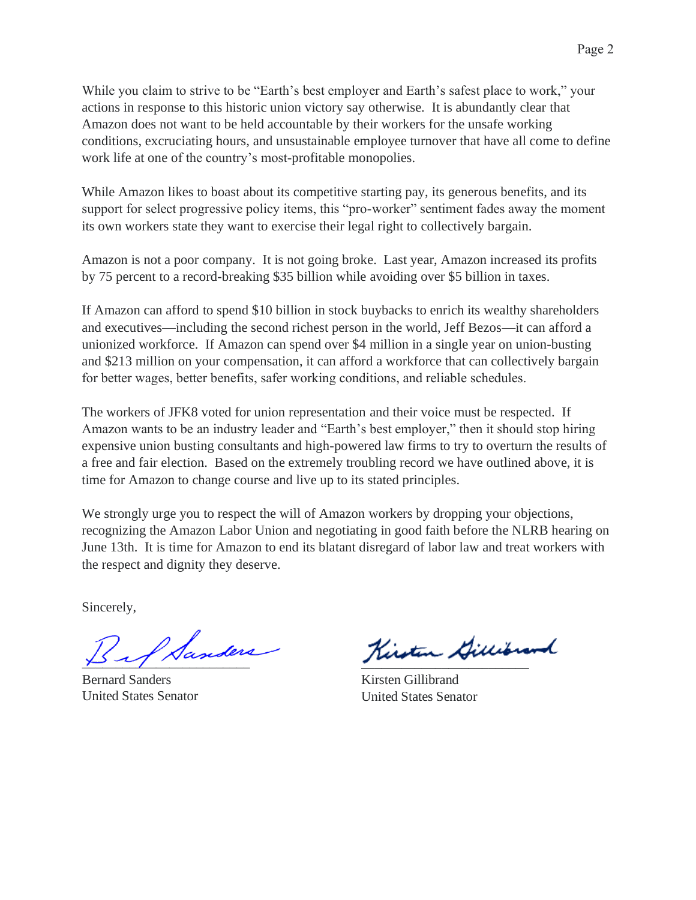While you claim to strive to be "Earth's best employer and Earth's safest place to work," your actions in response to this historic union victory say otherwise. It is abundantly clear that Amazon does not want to be held accountable by their workers for the unsafe working conditions, excruciating hours, and unsustainable employee turnover that have all come to define work life at one of the country's most-profitable monopolies.

While Amazon likes to boast about its competitive starting pay, its generous benefits, and its support for select progressive policy items, this "pro-worker" sentiment fades away the moment its own workers state they want to exercise their legal right to collectively bargain.

Amazon is not a poor company. It is not going broke. Last year, Amazon increased its profits by 75 percent to a record-breaking $35 billion while avoiding over $5 billion in taxes.

If Amazon can afford to spend $10 billion in stock buybacks to enrich its wealthy shareholders and executives—including the second richest person in the world, Jeff Bezos—it can afford a unionized workforce. If Amazon can spend over $4 million in a single year on union-busting and $213 million on your compensation, it can afford a workforce that can collectively bargain for better wages, better benefits, safer working conditions, and reliable schedules.

The workers of JFK8 voted for union representation and their voice must be respected. If Amazon wants to be an industry leader and "Earth's best employer," then it should stop hiring expensive union busting consultants and high-powered law firms to try to overturn the results of a free and fair election. Based on the extremely troubling record we have outlined above, it is time for Amazon to change course and live up to its stated principles.

We strongly urge you to respect the will of Amazon workers by dropping your objections, recognizing the Amazon Labor Union and negotiating in good faith before the NLRB hearing on June 13th. It is time for Amazon to end its blatant disregard of labor law and treat workers with the respect and dignity they deserve.

Sincerely,

Bernard Sanders
United States Senator

Kirsten Gillibrand
United States Senator